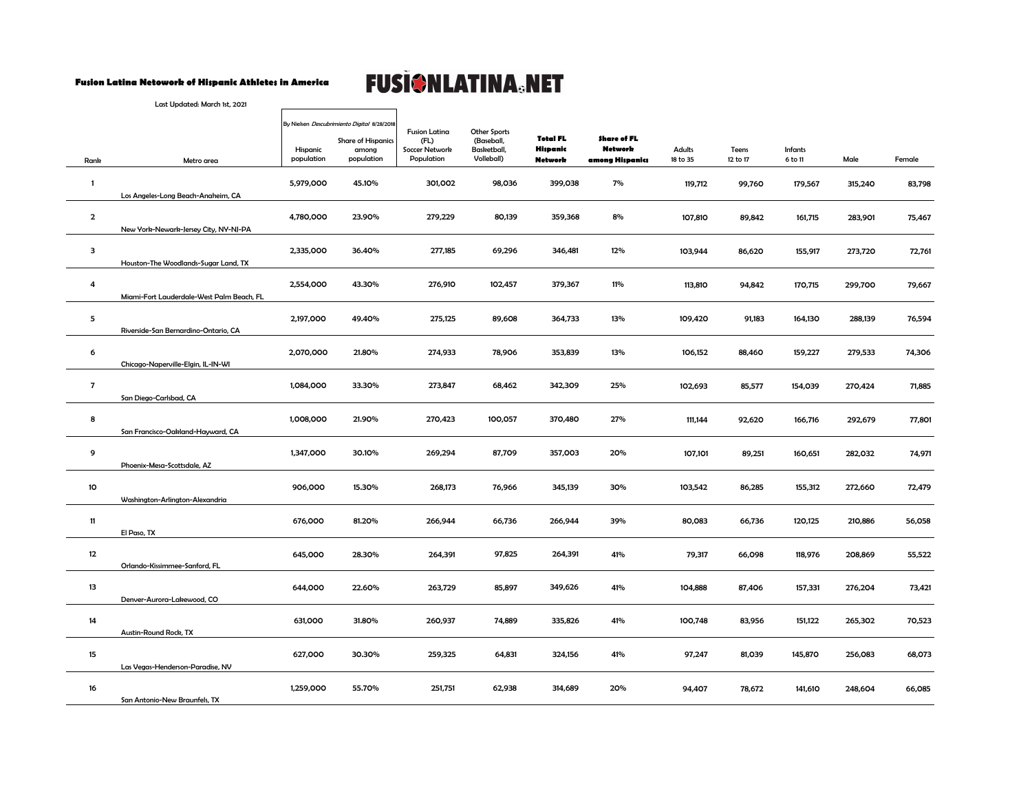**Fusion Latina Netowork of Hispanic Athletes in America**

**FUSIONLATINA.NET**

Last Updated: March 1st, 2021

| Rank | Metro area | Hispanic population (By Nielsen *Descubrimiento Digital* 8/28/2018) | Share of Hispanics among population (By Nielsen *Descubrimiento Digital* 8/28/2018) | Fusion Latina (FL) Soccer Network Population | Other Sports (Baseball, Basketball, Volleyball) | **Total FL Hispanic Network** | **Share of FL Network among Hispanics** | Adults 18 to 35 | Teens 12 to 17 | Infants 6 to 11 | Male | Female |
|---|---|---|---|---|---|---|---|---|---|---|---|---|
| 1 | Los Angeles-Long Beach-Anaheim, CA | 5,979,000 | 45.10% | 301,002 | 98,036 | 399,038 | 7% | 119,712 | 99,760 | 179,567 | 315,240 | 83,798 |
| 2 | New York-Newark-Jersey City, NY-NJ-PA | 4,780,000 | 23.90% | 279,229 | 80,139 | 359,368 | 8% | 107,810 | 89,842 | 161,715 | 283,901 | 75,467 |
| 3 | Houston-The Woodlands-Sugar Land, TX | 2,335,000 | 36.40% | 277,185 | 69,296 | 346,481 | 12% | 103,944 | 86,620 | 155,917 | 273,720 | 72,761 |
| 4 | Miami-Fort Lauderdale-West Palm Beach, FL | 2,554,000 | 43.30% | 276,910 | 102,457 | 379,367 | 11% | 113,810 | 94,842 | 170,715 | 299,700 | 79,667 |
| 5 | Riverside-San Bernardino-Ontario, CA | 2,197,000 | 49.40% | 275,125 | 89,608 | 364,733 | 13% | 109,420 | 91,183 | 164,130 | 288,139 | 76,594 |
| 6 | Chicago-Naperville-Elgin, IL-IN-WI | 2,070,000 | 21.80% | 274,933 | 78,906 | 353,839 | 13% | 106,152 | 88,460 | 159,227 | 279,533 | 74,306 |
| 7 | San Diego-Carlsbad, CA | 1,084,000 | 33.30% | 273,847 | 68,462 | 342,309 | 25% | 102,693 | 85,577 | 154,039 | 270,424 | 71,885 |
| 8 | San Francisco-Oakland-Hayward, CA | 1,008,000 | 21.90% | 270,423 | 100,057 | 370,480 | 27% | 111,144 | 92,620 | 166,716 | 292,679 | 77,801 |
| 9 | Phoenix-Mesa-Scottsdale, AZ | 1,347,000 | 30.10% | 269,294 | 87,709 | 357,003 | 20% | 107,101 | 89,251 | 160,651 | 282,032 | 74,971 |
| 10 | Washington-Arlington-Alexandria | 906,000 | 15.30% | 268,173 | 76,966 | 345,139 | 30% | 103,542 | 86,285 | 155,312 | 272,660 | 72,479 |
| 11 | El Paso, TX | 676,000 | 81.20% | 266,944 | 66,736 | 266,944 | 39% | 80,083 | 66,736 | 120,125 | 210,886 | 56,058 |
| 12 | Orlando-Kissimmee-Sanford, FL | 645,000 | 28.30% | 264,391 | 97,825 | 264,391 | 41% | 79,317 | 66,098 | 118,976 | 208,869 | 55,522 |
| 13 | Denver-Aurora-Lakewood, CO | 644,000 | 22.60% | 263,729 | 85,897 | 349,626 | 41% | 104,888 | 87,406 | 157,331 | 276,204 | 73,421 |
| 14 | Austin-Round Rock, TX | 631,000 | 31.80% | 260,937 | 74,889 | 335,826 | 41% | 100,748 | 83,956 | 151,122 | 265,302 | 70,523 |
| 15 | Las Vegas-Henderson-Paradise, NV | 627,000 | 30.30% | 259,325 | 64,831 | 324,156 | 41% | 97,247 | 81,039 | 145,870 | 256,083 | 68,073 |
| 16 | San Antonio-New Braunfels, TX | 1,259,000 | 55.70% | 251,751 | 62,938 | 314,689 | 20% | 94,407 | 78,672 | 141,610 | 248,604 | 66,085 |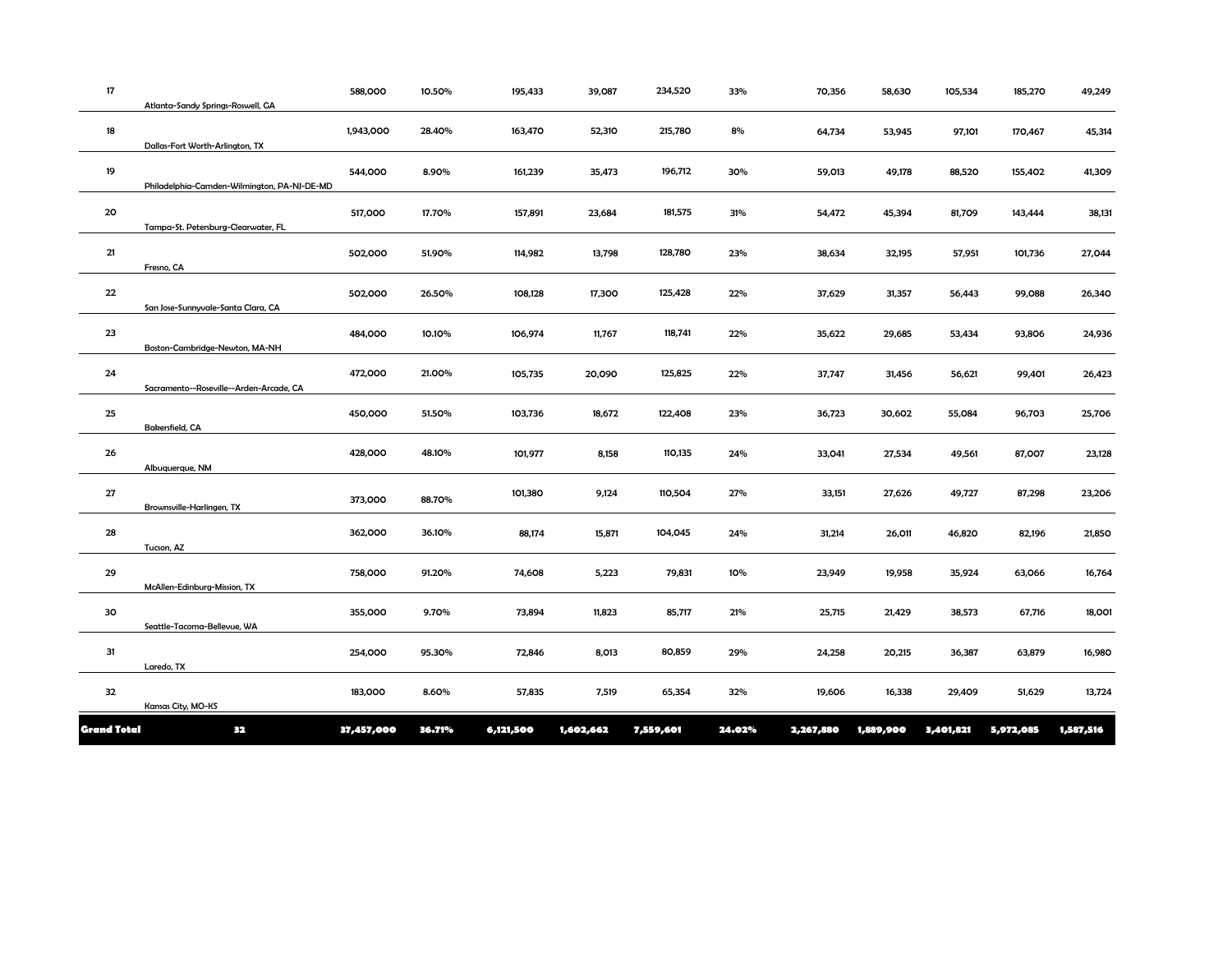| | | | | | | | | | | | | |
|---|---|---|---|---|---|---|---|---|---|---|---|---|
| 17 | Atlanta-Sandy Springs-Roswell, GA | 588,000 | 10.50% | 195,433 | 39,087 | 234,520 | 33% | 70,356 | 58,630 | 105,534 | 185,270 | 49,249 |
| 18 | Dallas-Fort Worth-Arlington, TX | 1,943,000 | 28.40% | 163,470 | 52,310 | 215,780 | 8% | 64,734 | 53,945 | 97,101 | 170,467 | 45,314 |
| 19 | Philadelphia-Camden-Wilmington, PA-NJ-DE-MD | 544,000 | 8.90% | 161,239 | 35,473 | 196,712 | 30% | 59,013 | 49,178 | 88,520 | 155,402 | 41,309 |
| 20 | Tampa-St. Petersburg-Clearwater, FL | 517,000 | 17.70% | 157,891 | 23,684 | 181,575 | 31% | 54,472 | 45,394 | 81,709 | 143,444 | 38,131 |
| 21 | Fresno, CA | 502,000 | 51.90% | 114,982 | 13,798 | 128,780 | 23% | 38,634 | 32,195 | 57,951 | 101,736 | 27,044 |
| 22 | San Jose-Sunnyvale-Santa Clara, CA | 502,000 | 26.50% | 108,128 | 17,300 | 125,428 | 22% | 37,629 | 31,357 | 56,443 | 99,088 | 26,340 |
| 23 | Boston-Cambridge-Newton, MA-NH | 484,000 | 10.10% | 106,974 | 11,767 | 118,741 | 22% | 35,622 | 29,685 | 53,434 | 93,806 | 24,936 |
| 24 | Sacramento--Roseville--Arden-Arcade, CA | 472,000 | 21.00% | 105,735 | 20,090 | 125,825 | 22% | 37,747 | 31,456 | 56,621 | 99,401 | 26,423 |
| 25 | Bakersfield, CA | 450,000 | 51.50% | 103,736 | 18,672 | 122,408 | 23% | 36,723 | 30,602 | 55,084 | 96,703 | 25,706 |
| 26 | Albuquerque, NM | 428,000 | 48.10% | 101,977 | 8,158 | 110,135 | 24% | 33,041 | 27,534 | 49,561 | 87,007 | 23,128 |
| 27 | Brownsville-Harlingen, TX | 373,000 | 88.70% | 101,380 | 9,124 | 110,504 | 27% | 33,151 | 27,626 | 49,727 | 87,298 | 23,206 |
| 28 | Tucson, AZ | 362,000 | 36.10% | 88,174 | 15,871 | 104,045 | 24% | 31,214 | 26,011 | 46,820 | 82,196 | 21,850 |
| 29 | McAllen-Edinburg-Mission, TX | 758,000 | 91.20% | 74,608 | 5,223 | 79,831 | 10% | 23,949 | 19,958 | 35,924 | 63,066 | 16,764 |
| 30 | Seattle-Tacoma-Bellevue, WA | 355,000 | 9.70% | 73,894 | 11,823 | 85,717 | 21% | 25,715 | 21,429 | 38,573 | 67,716 | 18,001 |
| 31 | Laredo, TX | 254,000 | 95.30% | 72,846 | 8,013 | 80,859 | 29% | 24,258 | 20,215 | 36,387 | 63,879 | 16,980 |
| 32 | Kansas City, MO-KS | 183,000 | 8.60% | 57,835 | 7,519 | 65,354 | 32% | 19,606 | 16,338 | 29,409 | 51,629 | 13,724 |
| **Grand Total** | **32** | **37,457,000** | **36.71%** | **6,121,500** | **1,602,662** | **7,559,601** | **24.02%** | **2,267,880** | **1,889,900** | **3,401,821** | **5,972,085** | **1,587,516** |